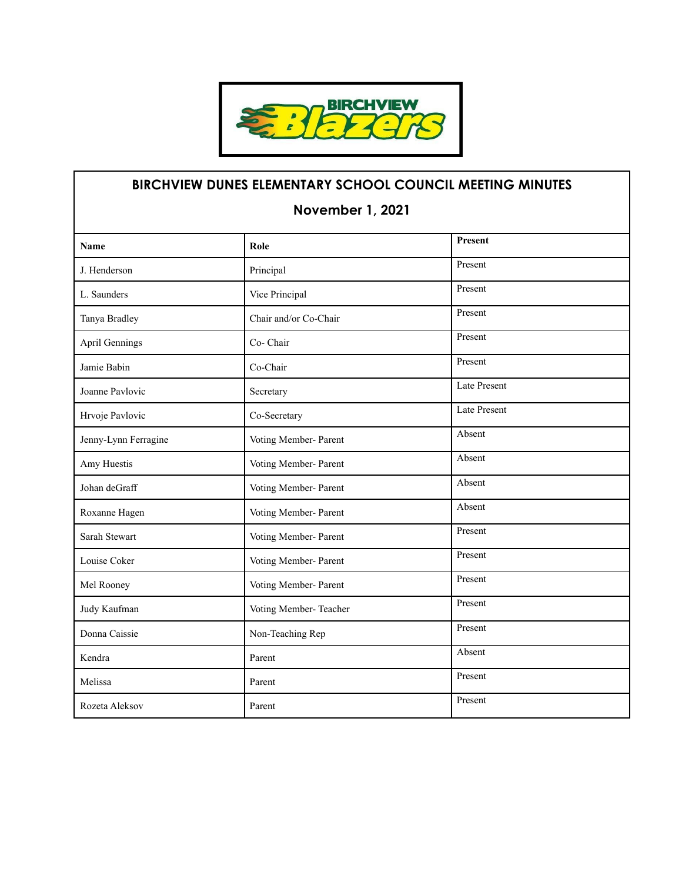# BIRCHVIEW DUNES ELEMENTARY SCHOOL COUNCIL MEETING MINUTES

## November 1, 2021

| Name | Role | Present |
|---|---|---|
| J. Henderson | Principal | Present |
| L. Saunders | Vice Principal | Present |
| Tanya Bradley | Chair and/or Co-Chair | Present |
| April Gennings | Co- Chair | Present |
| Jamie Babin | Co-Chair | Present |
| Joanne Pavlovic | Secretary | Late Present |
| Hrvoje Pavlovic | Co-Secretary | Late Present |
| Jenny-Lynn Ferragine | Voting Member- Parent | Absent |
| Amy Huestis | Voting Member- Parent | Absent |
| Johan deGraff | Voting Member- Parent | Absent |
| Roxanne Hagen | Voting Member- Parent | Absent |
| Sarah Stewart | Voting Member- Parent | Present |
| Louise Coker | Voting Member- Parent | Present |
| Mel Rooney | Voting Member- Parent | Present |
| Judy Kaufman | Voting Member- Teacher | Present |
| Donna Caissie | Non-Teaching Rep | Present |
| Kendra | Parent | Absent |
| Melissa | Parent | Present |
| Rozeta Aleksov | Parent | Present |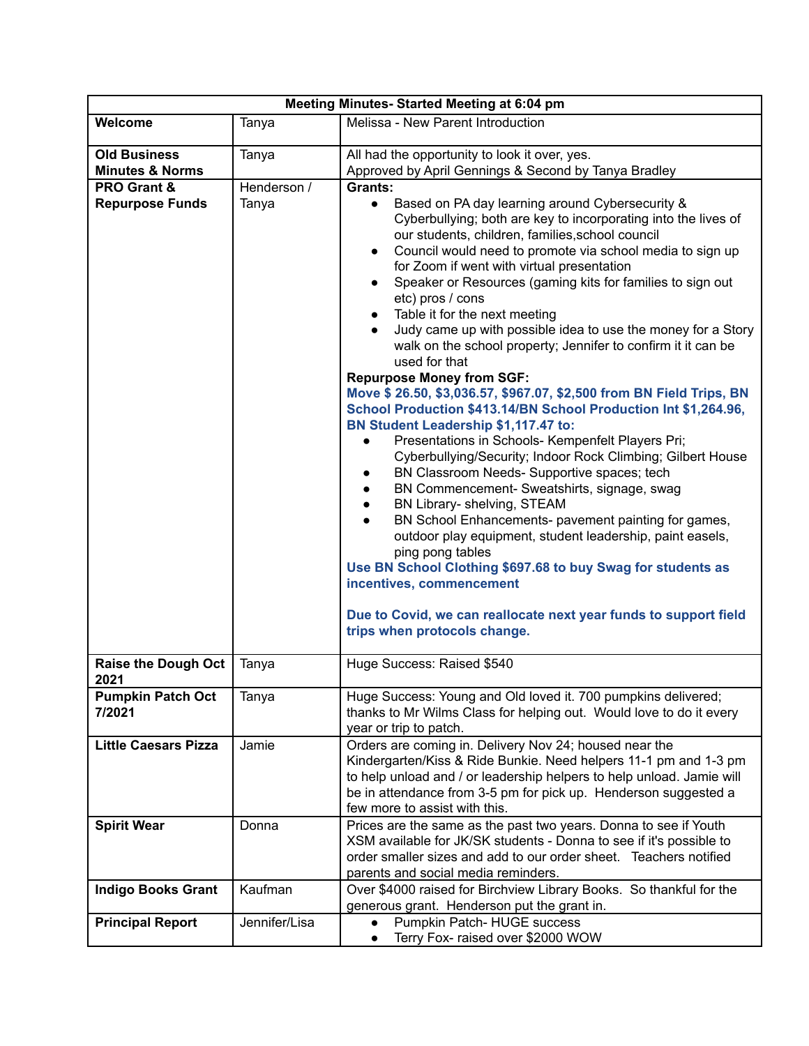| Meeting Minutes- Started Meeting at 6:04 pm | | |
|---|---|---|
| **Welcome** | Tanya | Melissa - New Parent Introduction |
| **Old Business Minutes & Norms** | Tanya | All had the opportunity to look it over, yes.<br>Approved by April Gennings & Second by Tanya Bradley |
| **PRO Grant & Repurpose Funds** | Henderson / Tanya | **Grants:**<br>● Based on PA day learning around Cybersecurity & Cyberbullying; both are key to incorporating into the lives of our students, children, families,school council<br>● Council would need to promote via school media to sign up for Zoom if went with virtual presentation<br>● Speaker or Resources (gaming kits for families to sign out etc) pros / cons<br>● Table it for the next meeting<br>● Judy came up with possible idea to use the money for a Story walk on the school property; Jennifer to confirm it it can be used for that<br>**Repurpose Money from SGF:**<br>**Move $ 26.50, $3,036.57, $967.07, $2,500 from BN Field Trips, BN School Production $413.14/BN School Production Int $1,264.96, BN Student Leadership $1,117.47 to:**<br>● Presentations in Schools- Kempenfelt Players Pri; Cyberbullying/Security; Indoor Rock Climbing; Gilbert House<br>● BN Classroom Needs- Supportive spaces; tech<br>● BN Commencement- Sweatshirts, signage, swag<br>● BN Library- shelving, STEAM<br>● BN School Enhancements- pavement painting for games, outdoor play equipment, student leadership, paint easels, ping pong tables<br>**Use BN School Clothing $697.68 to buy Swag for students as incentives, commencement**<br><br>**Due to Covid, we can reallocate next year funds to support field trips when protocols change.** |
| **Raise the Dough Oct 2021** | Tanya | Huge Success: Raised $540 |
| **Pumpkin Patch Oct 7/2021** | Tanya | Huge Success: Young and Old loved it. 700 pumpkins delivered; thanks to Mr Wilms Class for helping out. Would love to do it every year or trip to patch. |
| **Little Caesars Pizza** | Jamie | Orders are coming in. Delivery Nov 24; housed near the Kindergarten/Kiss & Ride Bunkie. Need helpers 11-1 pm and 1-3 pm to help unload and / or leadership helpers to help unload. Jamie will be in attendance from 3-5 pm for pick up. Henderson suggested a few more to assist with this. |
| **Spirit Wear** | Donna | Prices are the same as the past two years. Donna to see if Youth XSM available for JK/SK students - Donna to see if it's possible to order smaller sizes and add to our order sheet. Teachers notified parents and social media reminders. |
| **Indigo Books Grant** | Kaufman | Over $4000 raised for Birchview Library Books. So thankful for the generous grant. Henderson put the grant in. |
| **Principal Report** | Jennifer/Lisa | ● Pumpkin Patch- HUGE success<br>● Terry Fox- raised over $2000 WOW |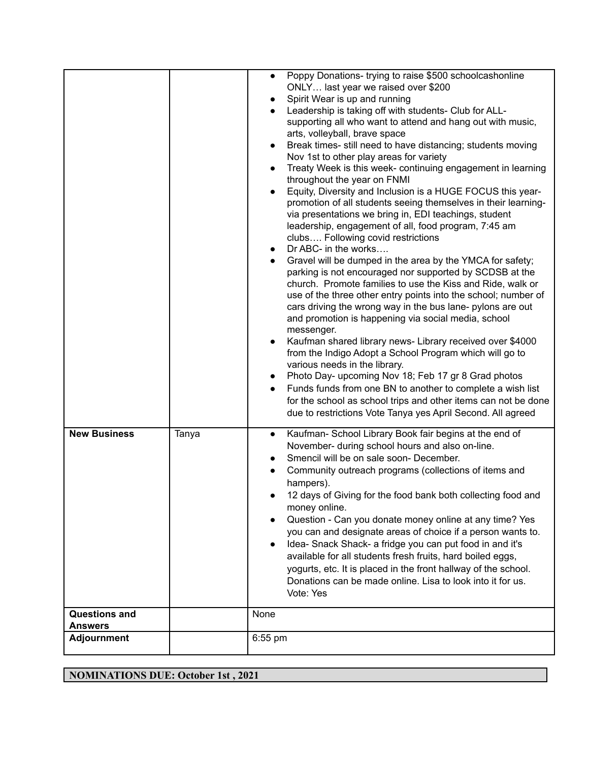| | | |
|---|---|---|
| | | • Poppy Donations- trying to raise $500 schoolcashonline ONLY… last year we raised over $200<br>• Spirit Wear is up and running<br>• Leadership is taking off with students- Club for ALL- supporting all who want to attend and hang out with music, arts, volleyball, brave space<br>• Break times- still need to have distancing; students moving Nov 1st to other play areas for variety<br>• Treaty Week is this week- continuing engagement in learning throughout the year on FNMI<br>• Equity, Diversity and Inclusion is a HUGE FOCUS this year- promotion of all students seeing themselves in their learning- via presentations we bring in, EDI teachings, student leadership, engagement of all, food program, 7:45 am clubs…. Following covid restrictions<br>• Dr ABC- in the works….<br>• Gravel will be dumped in the area by the YMCA for safety; parking is not encouraged nor supported by SCDSB at the church. Promote families to use the Kiss and Ride, walk or use of the three other entry points into the school; number of cars driving the wrong way in the bus lane- pylons are out and promotion is happening via social media, school messenger.<br>• Kaufman shared library news- Library received over $4000 from the Indigo Adopt a School Program which will go to various needs in the library.<br>• Photo Day- upcoming Nov 18; Feb 17 gr 8 Grad photos<br>• Funds funds from one BN to another to complete a wish list for the school as school trips and other items can not be done due to restrictions Vote Tanya yes April Second. All agreed |
| **New Business** | Tanya | • Kaufman- School Library Book fair begins at the end of November- during school hours and also on-line.<br>• Smencil will be on sale soon- December.<br>• Community outreach programs (collections of items and hampers).<br>• 12 days of Giving for the food bank both collecting food and money online.<br>• Question - Can you donate money online at any time? Yes you can and designate areas of choice if a person wants to.<br>• Idea- Snack Shack- a fridge you can put food in and it's available for all students fresh fruits, hard boiled eggs, yogurts, etc. It is placed in the front hallway of the school. Donations can be made online. Lisa to look into it for us. Vote: Yes |
| **Questions and Answers** | | None |
| **Adjournment** | | 6:55 pm |

**NOMINATIONS DUE: October 1st , 2021**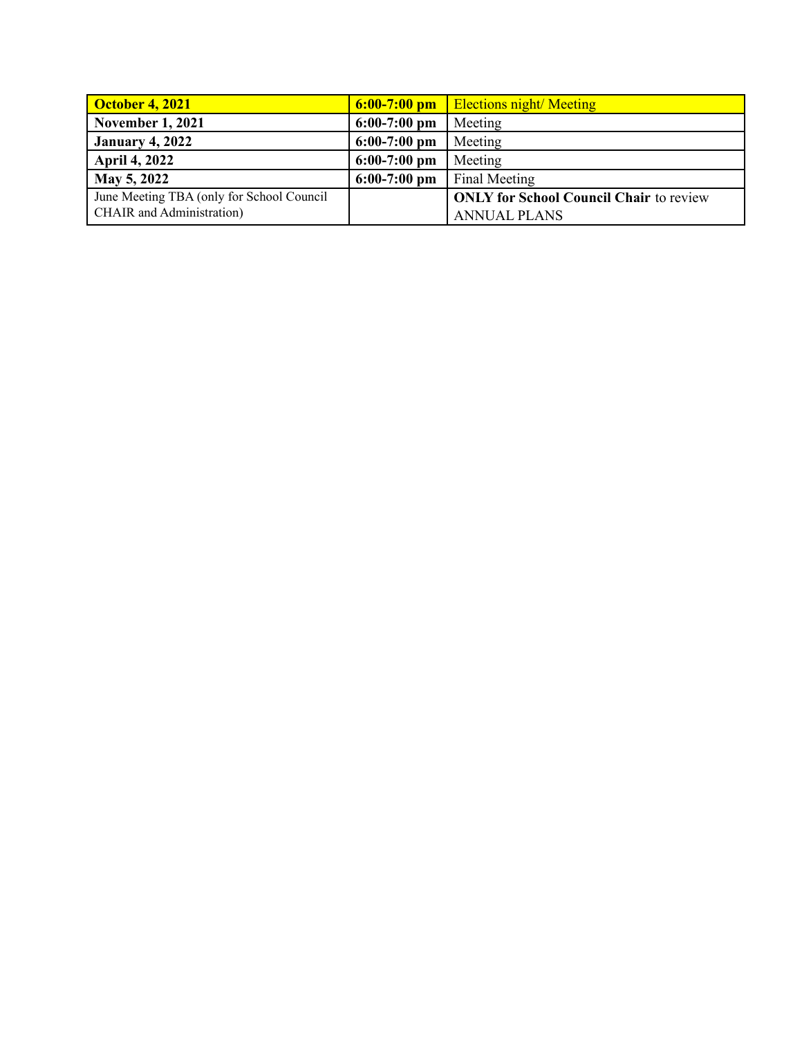| | | |
|---|---|---|
| **October 4, 2021** | **6:00-7:00 pm** | Elections night/ Meeting |
| **November 1, 2021** | **6:00-7:00 pm** | Meeting |
| **January 4, 2022** | **6:00-7:00 pm** | Meeting |
| **April 4, 2022** | **6:00-7:00 pm** | Meeting |
| **May 5, 2022** | **6:00-7:00 pm** | Final Meeting |
| June Meeting TBA (only for School Council CHAIR and Administration) | | **ONLY for School Council Chair** to review ANNUAL PLANS |